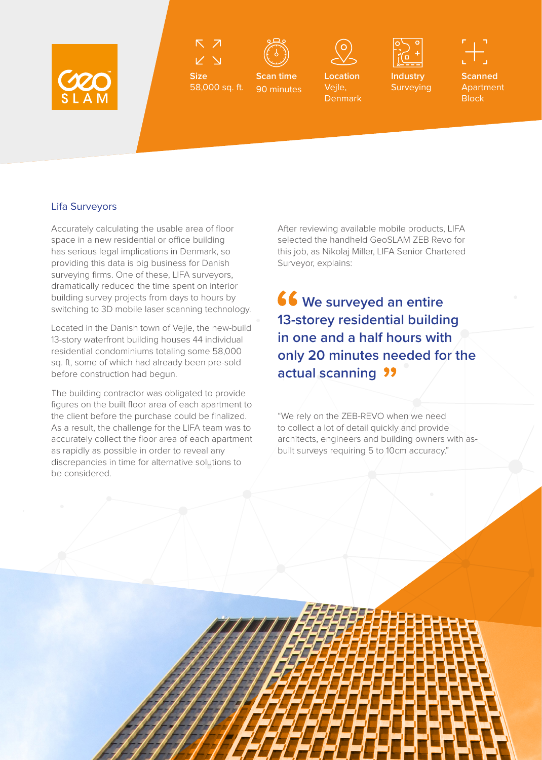GeoSLAM

**Size**
58,000 sq. ft.

**Scan time**
90 minutes

**Location**
Vejle, Denmark

**Industry**
Surveying

**Scanned**
Apartment Block

## Lifa Surveyors

Accurately calculating the usable area of floor space in a new residential or office building has serious legal implications in Denmark, so providing this data is big business for Danish surveying firms. One of these, LIFA surveyors, dramatically reduced the time spent on interior building survey projects from days to hours by switching to 3D mobile laser scanning technology.

Located in the Danish town of Vejle, the new-build 13-story waterfront building houses 44 individual residential condominiums totaling some 58,000 sq. ft, some of which had already been pre-sold before construction had begun.

The building contractor was obligated to provide figures on the built floor area of each apartment to the client before the purchase could be finalized. As a result, the challenge for the LIFA team was to accurately collect the floor area of each apartment as rapidly as possible in order to reveal any discrepancies in time for alternative solutions to be considered.

After reviewing available mobile products, LIFA selected the handheld GeoSLAM ZEB Revo for this job, as Nikolaj Miller, LIFA Senior Chartered Surveyor, explains:

> **“We surveyed an entire 13-storey residential building in one and a half hours with only 20 minutes needed for the actual scanning”**

“We rely on the ZEB-REVO when we need to collect a lot of detail quickly and provide architects, engineers and building owners with as-built surveys requiring 5 to 10cm accuracy.”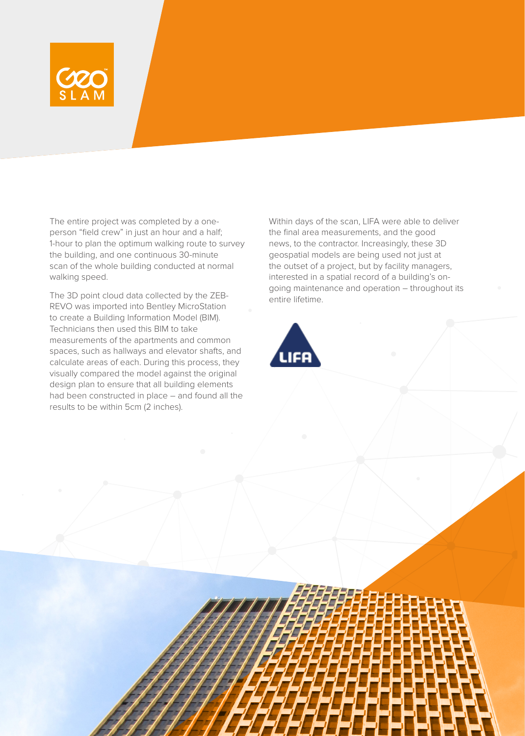The entire project was completed by a one-person "field crew" in just an hour and a half; 1-hour to plan the optimum walking route to survey the building, and one continuous 30-minute scan of the whole building conducted at normal walking speed.

The 3D point cloud data collected by the ZEB-REVO was imported into Bentley MicroStation to create a Building Information Model (BIM). Technicians then used this BIM to take measurements of the apartments and common spaces, such as hallways and elevator shafts, and calculate areas of each. During this process, they visually compared the model against the original design plan to ensure that all building elements had been constructed in place – and found all the results to be within 5cm (2 inches).

Within days of the scan, LIFA were able to deliver the final area measurements, and the good news, to the contractor. Increasingly, these 3D geospatial models are being used not just at the outset of a project, but by facility managers, interested in a spatial record of a building's on-going maintenance and operation – throughout its entire lifetime.